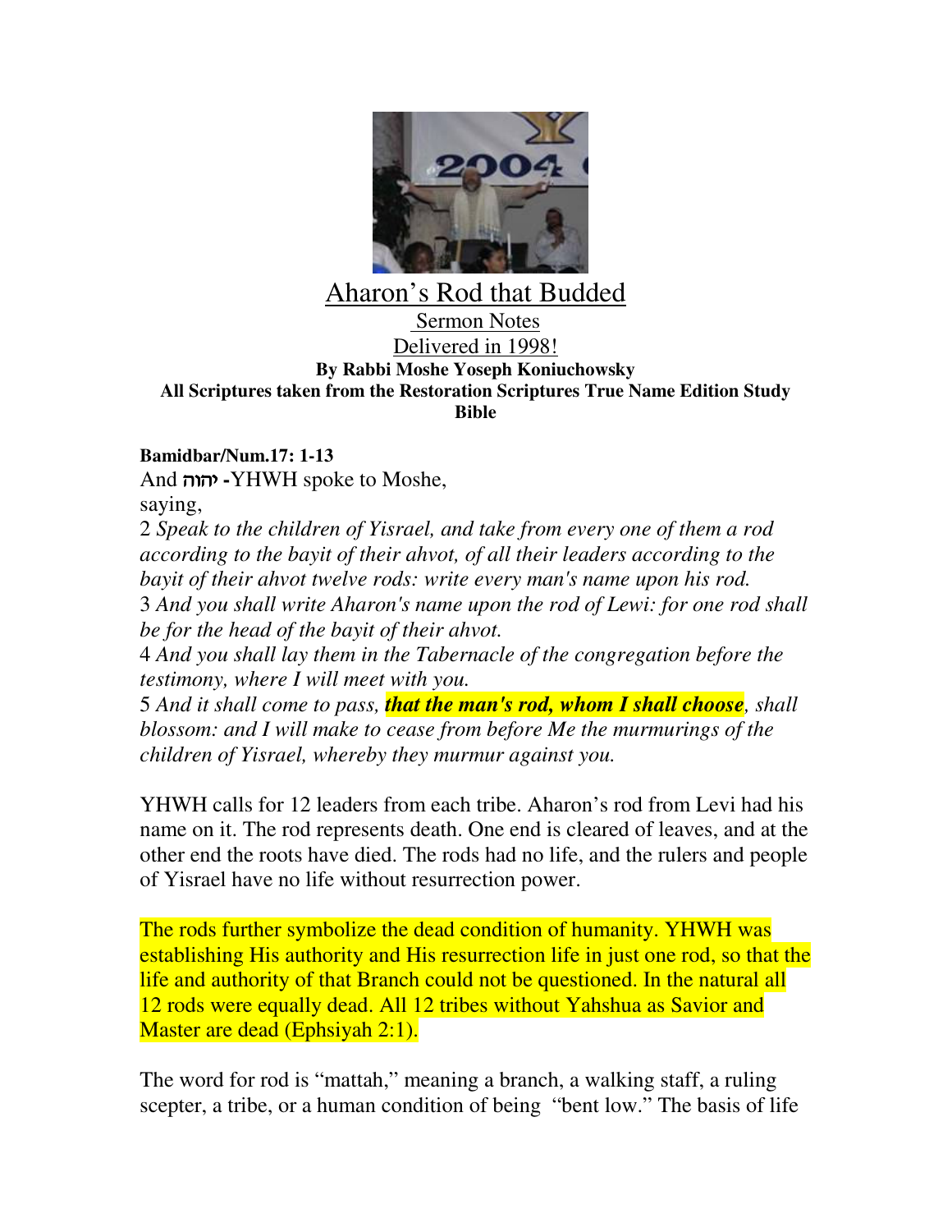# Aharon's Rod that Budded

Sermon Notes

Delivered in 1998!

**By Rabbi Moshe Yoseph Koniuchowsky**

**All Scriptures taken from the Restoration Scriptures True Name Edition Study Bible**

**Bamidbar/Num.17: 1-13**

And יהוה -YHWH spoke to Moshe, saying,

2 *Speak to the children of Yisrael, and take from every one of them a rod according to the bayit of their ahvot, of all their leaders according to the bayit of their ahvot twelve rods: write every man's name upon his rod.*

3 *And you shall write Aharon's name upon the rod of Lewi: for one rod shall be for the head of the bayit of their ahvot.*

4 *And you shall lay them in the Tabernacle of the congregation before the testimony, where I will meet with you.*

5 *And it shall come to pass, **that the man's rod, whom I shall choose**, shall blossom: and I will make to cease from before Me the murmurings of the children of Yisrael, whereby they murmur against you.*

YHWH calls for 12 leaders from each tribe. Aharon's rod from Levi had his name on it. The rod represents death. One end is cleared of leaves, and at the other end the roots have died. The rods had no life, and the rulers and people of Yisrael have no life without resurrection power.

The rods further symbolize the dead condition of humanity. YHWH was establishing His authority and His resurrection life in just one rod, so that the life and authority of that Branch could not be questioned. In the natural all 12 rods were equally dead. All 12 tribes without Yahshua as Savior and Master are dead (Ephsiyah 2:1).

The word for rod is "mattah," meaning a branch, a walking staff, a ruling scepter, a tribe, or a human condition of being "bent low." The basis of life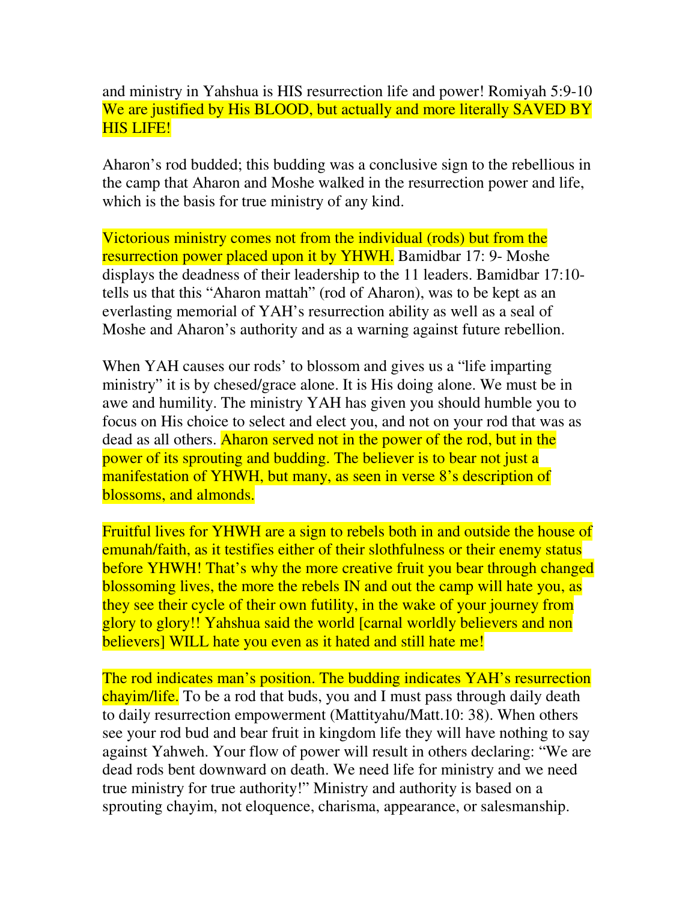and ministry in Yahshua is HIS resurrection life and power! Romiyah 5:9-10 We are justified by His BLOOD, but actually and more literally SAVED BY HIS LIFE!

Aharon's rod budded; this budding was a conclusive sign to the rebellious in the camp that Aharon and Moshe walked in the resurrection power and life, which is the basis for true ministry of any kind.

Victorious ministry comes not from the individual (rods) but from the resurrection power placed upon it by YHWH. Bamidbar 17: 9- Moshe displays the deadness of their leadership to the 11 leaders. Bamidbar 17:10- tells us that this "Aharon mattah" (rod of Aharon), was to be kept as an everlasting memorial of YAH's resurrection ability as well as a seal of Moshe and Aharon's authority and as a warning against future rebellion.

When YAH causes our rods' to blossom and gives us a "life imparting ministry" it is by chesed/grace alone. It is His doing alone. We must be in awe and humility. The ministry YAH has given you should humble you to focus on His choice to select and elect you, and not on your rod that was as dead as all others. Aharon served not in the power of the rod, but in the power of its sprouting and budding. The believer is to bear not just a manifestation of YHWH, but many, as seen in verse 8's description of blossoms, and almonds.

Fruitful lives for YHWH are a sign to rebels both in and outside the house of emunah/faith, as it testifies either of their slothfulness or their enemy status before YHWH! That's why the more creative fruit you bear through changed blossoming lives, the more the rebels IN and out the camp will hate you, as they see their cycle of their own futility, in the wake of your journey from glory to glory!! Yahshua said the world [carnal worldly believers and non believers] WILL hate you even as it hated and still hate me!

The rod indicates man's position. The budding indicates YAH's resurrection chayim/life. To be a rod that buds, you and I must pass through daily death to daily resurrection empowerment (Mattityahu/Matt.10: 38). When others see your rod bud and bear fruit in kingdom life they will have nothing to say against Yahweh. Your flow of power will result in others declaring: "We are dead rods bent downward on death. We need life for ministry and we need true ministry for true authority!" Ministry and authority is based on a sprouting chayim, not eloquence, charisma, appearance, or salesmanship.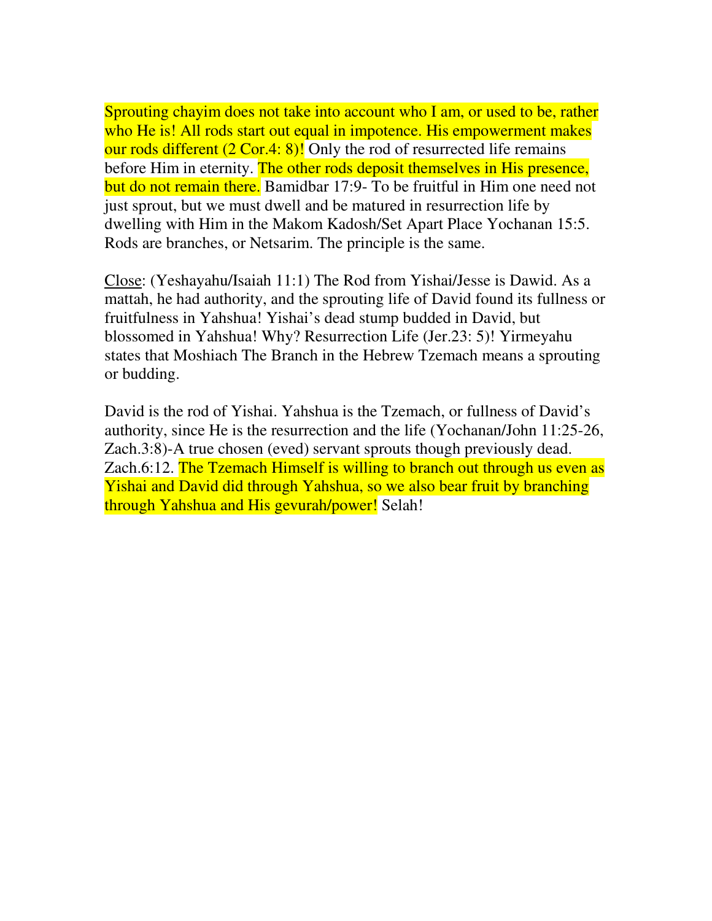Sprouting chayim does not take into account who I am, or used to be, rather who He is! All rods start out equal in impotence. His empowerment makes our rods different (2 Cor.4: 8)! Only the rod of resurrected life remains before Him in eternity. The other rods deposit themselves in His presence, but do not remain there. Bamidbar 17:9- To be fruitful in Him one need not just sprout, but we must dwell and be matured in resurrection life by dwelling with Him in the Makom Kadosh/Set Apart Place Yochanan 15:5. Rods are branches, or Netsarim. The principle is the same.

<u>Close</u>: (Yeshayahu/Isaiah 11:1) The Rod from Yishai/Jesse is Dawid. As a mattah, he had authority, and the sprouting life of David found its fullness or fruitfulness in Yahshua! Yishai's dead stump budded in David, but blossomed in Yahshua! Why? Resurrection Life (Jer.23: 5)! Yirmeyahu states that Moshiach The Branch in the Hebrew Tzemach means a sprouting or budding.

David is the rod of Yishai. Yahshua is the Tzemach, or fullness of David's authority, since He is the resurrection and the life (Yochanan/John 11:25-26, Zach.3:8)-A true chosen (eved) servant sprouts though previously dead. Zach.6:12. The Tzemach Himself is willing to branch out through us even as Yishai and David did through Yahshua, so we also bear fruit by branching through Yahshua and His gevurah/power! Selah!